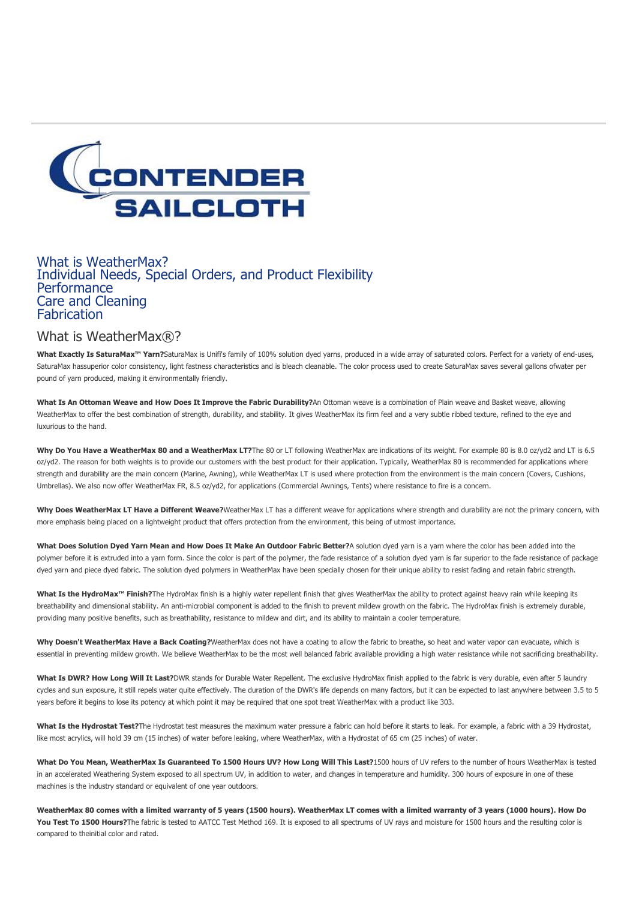CONTENDER SAILCLOTH

What is WeatherMax?
Individual Needs, Special Orders, and Product Flexibility
Performance
Care and Cleaning
Fabrication

## What is WeatherMax®?

**What Exactly Is SaturaMax™ Yarn?**SaturaMax is Unifi's family of 100% solution dyed yarns, produced in a wide array of saturated colors. Perfect for a variety of end-uses, SaturaMax hassuperior color consistency, light fastness characteristics and is bleach cleanable. The color process used to create SaturaMax saves several gallons ofwater per pound of yarn produced, making it environmentally friendly.

**What Is An Ottoman Weave and How Does It Improve the Fabric Durability?**An Ottoman weave is a combination of Plain weave and Basket weave, allowing WeatherMax to offer the best combination of strength, durability, and stability. It gives WeatherMax its firm feel and a very subtle ribbed texture, refined to the eye and luxurious to the hand.

**Why Do You Have a WeatherMax 80 and a WeatherMax LT?**The 80 or LT following WeatherMax are indications of its weight. For example 80 is 8.0 oz/yd2 and LT is 6.5 oz/yd2. The reason for both weights is to provide our customers with the best product for their application. Typically, WeatherMax 80 is recommended for applications where strength and durability are the main concern (Marine, Awning), while WeatherMax LT is used where protection from the environment is the main concern (Covers, Cushions, Umbrellas). We also now offer WeatherMax FR, 8.5 oz/yd2, for applications (Commercial Awnings, Tents) where resistance to fire is a concern.

**Why Does WeatherMax LT Have a Different Weave?**WeatherMax LT has a different weave for applications where strength and durability are not the primary concern, with more emphasis being placed on a lightweight product that offers protection from the environment, this being of utmost importance.

**What Does Solution Dyed Yarn Mean and How Does It Make An Outdoor Fabric Better?**A solution dyed yarn is a yarn where the color has been added into the polymer before it is extruded into a yarn form. Since the color is part of the polymer, the fade resistance of a solution dyed yarn is far superior to the fade resistance of package dyed yarn and piece dyed fabric. The solution dyed polymers in WeatherMax have been specially chosen for their unique ability to resist fading and retain fabric strength.

**What Is the HydroMax™ Finish?**The HydroMax finish is a highly water repellent finish that gives WeatherMax the ability to protect against heavy rain while keeping its breathability and dimensional stability. An anti-microbial component is added to the finish to prevent mildew growth on the fabric. The HydroMax finish is extremely durable, providing many positive benefits, such as breathability, resistance to mildew and dirt, and its ability to maintain a cooler temperature.

**Why Doesn't WeatherMax Have a Back Coating?**WeatherMax does not have a coating to allow the fabric to breathe, so heat and water vapor can evacuate, which is essential in preventing mildew growth. We believe WeatherMax to be the most well balanced fabric available providing a high water resistance while not sacrificing breathability.

**What Is DWR? How Long Will It Last?**DWR stands for Durable Water Repellent. The exclusive HydroMax finish applied to the fabric is very durable, even after 5 laundry cycles and sun exposure, it still repels water quite effectively. The duration of the DWR's life depends on many factors, but it can be expected to last anywhere between 3.5 to 5 years before it begins to lose its potency at which point it may be required that one spot treat WeatherMax with a product like 303.

**What Is the Hydrostat Test?**The Hydrostat test measures the maximum water pressure a fabric can hold before it starts to leak. For example, a fabric with a 39 Hydrostat, like most acrylics, will hold 39 cm (15 inches) of water before leaking, where WeatherMax, with a Hydrostat of 65 cm (25 inches) of water.

**What Do You Mean, WeatherMax Is Guaranteed To 1500 Hours UV? How Long Will This Last?**1500 hours of UV refers to the number of hours WeatherMax is tested in an accelerated Weathering System exposed to all spectrum UV, in addition to water, and changes in temperature and humidity. 300 hours of exposure in one of these machines is the industry standard or equivalent of one year outdoors.

**WeatherMax 80 comes with a limited warranty of 5 years (1500 hours). WeatherMax LT comes with a limited warranty of 3 years (1000 hours). How Do You Test To 1500 Hours?**The fabric is tested to AATCC Test Method 169. It is exposed to all spectrums of UV rays and moisture for 1500 hours and the resulting color is compared to theinitial color and rated.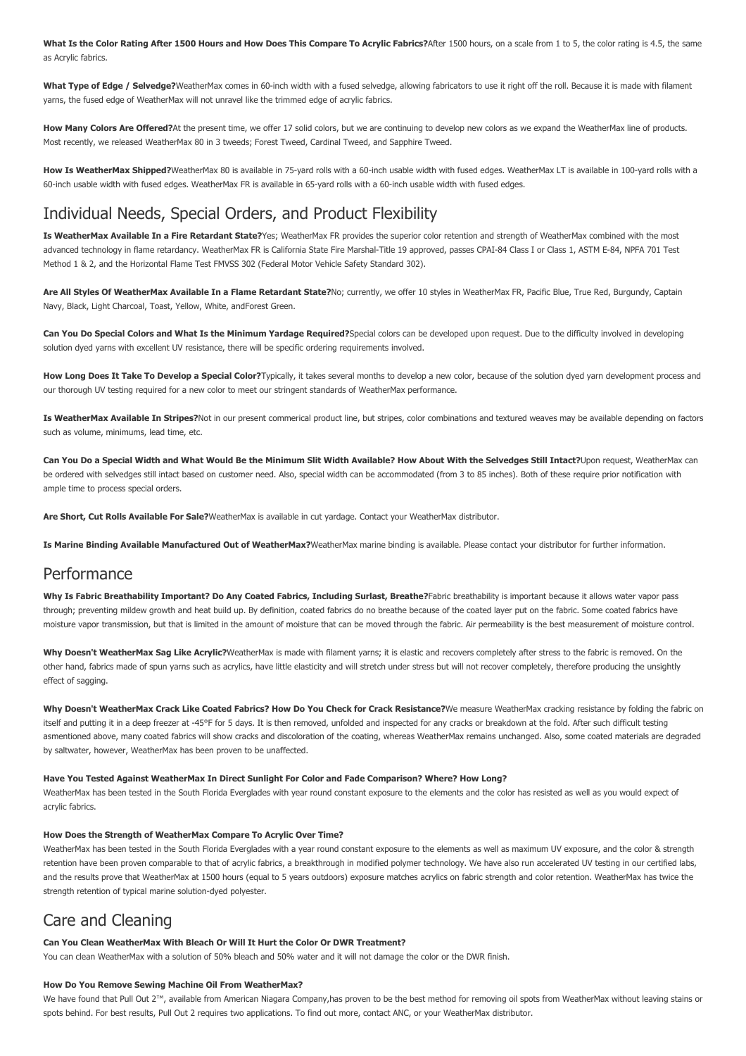**What Is the Color Rating After 1500 Hours and How Does This Compare To Acrylic Fabrics?**After 1500 hours, on a scale from 1 to 5, the color rating is 4.5, the same as Acrylic fabrics.

**What Type of Edge / Selvedge?**WeatherMax comes in 60-inch width with a fused selvedge, allowing fabricators to use it right off the roll. Because it is made with filament yarns, the fused edge of WeatherMax will not unravel like the trimmed edge of acrylic fabrics.

**How Many Colors Are Offered?**At the present time, we offer 17 solid colors, but we are continuing to develop new colors as we expand the WeatherMax line of products. Most recently, we released WeatherMax 80 in 3 tweeds; Forest Tweed, Cardinal Tweed, and Sapphire Tweed.

**How Is WeatherMax Shipped?**WeatherMax 80 is available in 75-yard rolls with a 60-inch usable width with fused edges. WeatherMax LT is available in 100-yard rolls with a 60-inch usable width with fused edges. WeatherMax FR is available in 65-yard rolls with a 60-inch usable width with fused edges.

## Individual Needs, Special Orders, and Product Flexibility

**Is WeatherMax Available In a Fire Retardant State?**Yes; WeatherMax FR provides the superior color retention and strength of WeatherMax combined with the most advanced technology in flame retardancy. WeatherMax FR is California State Fire Marshal-Title 19 approved, passes CPAI-84 Class I or Class 1, ASTM E-84, NPFA 701 Test Method 1 & 2, and the Horizontal Flame Test FMVSS 302 (Federal Motor Vehicle Safety Standard 302).

**Are All Styles Of WeatherMax Available In a Flame Retardant State?**No; currently, we offer 10 styles in WeatherMax FR, Pacific Blue, True Red, Burgundy, Captain Navy, Black, Light Charcoal, Toast, Yellow, White, andForest Green.

**Can You Do Special Colors and What Is the Minimum Yardage Required?**Special colors can be developed upon request. Due to the difficulty involved in developing solution dyed yarns with excellent UV resistance, there will be specific ordering requirements involved.

**How Long Does It Take To Develop a Special Color?**Typically, it takes several months to develop a new color, because of the solution dyed yarn development process and our thorough UV testing required for a new color to meet our stringent standards of WeatherMax performance.

**Is WeatherMax Available In Stripes?**Not in our present commerical product line, but stripes, color combinations and textured weaves may be available depending on factors such as volume, minimums, lead time, etc.

**Can You Do a Special Width and What Would Be the Minimum Slit Width Available? How About With the Selvedges Still Intact?**Upon request, WeatherMax can be ordered with selvedges still intact based on customer need. Also, special width can be accommodated (from 3 to 85 inches). Both of these require prior notification with ample time to process special orders.

**Are Short, Cut Rolls Available For Sale?**WeatherMax is available in cut yardage. Contact your WeatherMax distributor.

**Is Marine Binding Available Manufactured Out of WeatherMax?**WeatherMax marine binding is available. Please contact your distributor for further information.

## Performance

**Why Is Fabric Breathability Important? Do Any Coated Fabrics, Including Surlast, Breathe?**Fabric breathability is important because it allows water vapor pass through; preventing mildew growth and heat build up. By definition, coated fabrics do no breathe because of the coated layer put on the fabric. Some coated fabrics have moisture vapor transmission, but that is limited in the amount of moisture that can be moved through the fabric. Air permeability is the best measurement of moisture control.

**Why Doesn't WeatherMax Sag Like Acrylic?**WeatherMax is made with filament yarns; it is elastic and recovers completely after stress to the fabric is removed. On the other hand, fabrics made of spun yarns such as acrylics, have little elasticity and will stretch under stress but will not recover completely, therefore producing the unsightly effect of sagging.

**Why Doesn't WeatherMax Crack Like Coated Fabrics? How Do You Check for Crack Resistance?**We measure WeatherMax cracking resistance by folding the fabric on itself and putting it in a deep freezer at -45°F for 5 days. It is then removed, unfolded and inspected for any cracks or breakdown at the fold. After such difficult testing asmentioned above, many coated fabrics will show cracks and discoloration of the coating, whereas WeatherMax remains unchanged. Also, some coated materials are degraded by saltwater, however, WeatherMax has been proven to be unaffected.

**Have You Tested Against WeatherMax In Direct Sunlight For Color and Fade Comparison? Where? How Long?**

WeatherMax has been tested in the South Florida Everglades with year round constant exposure to the elements and the color has resisted as well as you would expect of acrylic fabrics.

**How Does the Strength of WeatherMax Compare To Acrylic Over Time?**

WeatherMax has been tested in the South Florida Everglades with a year round constant exposure to the elements as well as maximum UV exposure, and the color & strength retention have been proven comparable to that of acrylic fabrics, a breakthrough in modified polymer technology. We have also run accelerated UV testing in our certified labs, and the results prove that WeatherMax at 1500 hours (equal to 5 years outdoors) exposure matches acrylics on fabric strength and color retention. WeatherMax has twice the strength retention of typical marine solution-dyed polyester.

## Care and Cleaning

**Can You Clean WeatherMax With Bleach Or Will It Hurt the Color Or DWR Treatment?**

You can clean WeatherMax with a solution of 50% bleach and 50% water and it will not damage the color or the DWR finish.

**How Do You Remove Sewing Machine Oil From WeatherMax?**

We have found that Pull Out 2™, available from American Niagara Company,has proven to be the best method for removing oil spots from WeatherMax without leaving stains or spots behind. For best results, Pull Out 2 requires two applications. To find out more, contact ANC, or your WeatherMax distributor.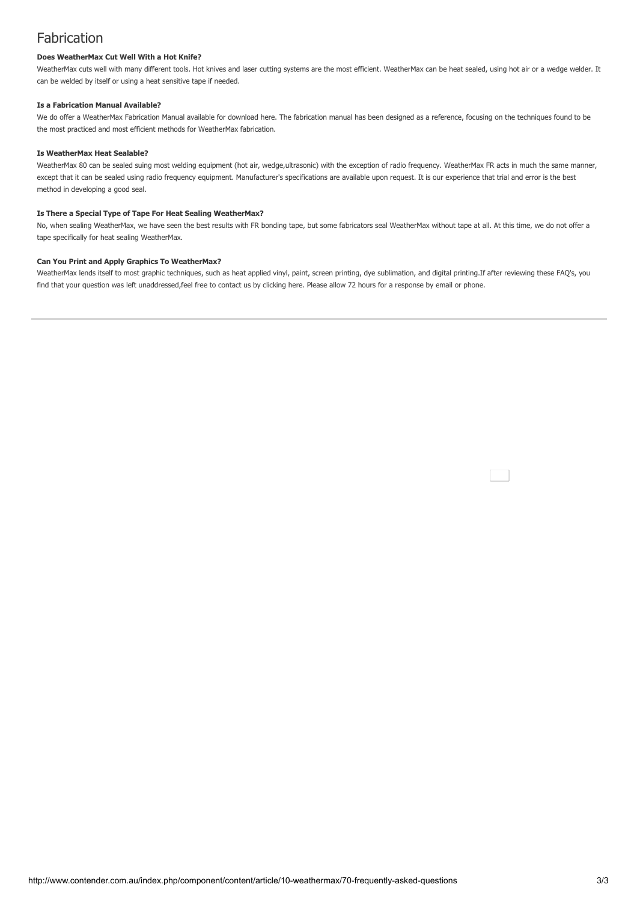# Fabrication

**Does WeatherMax Cut Well With a Hot Knife?**

WeatherMax cuts well with many different tools. Hot knives and laser cutting systems are the most efficient. WeatherMax can be heat sealed, using hot air or a wedge welder. It can be welded by itself or using a heat sensitive tape if needed.

**Is a Fabrication Manual Available?**

We do offer a WeatherMax Fabrication Manual available for download here. The fabrication manual has been designed as a reference, focusing on the techniques found to be the most practiced and most efficient methods for WeatherMax fabrication.

**Is WeatherMax Heat Sealable?**

WeatherMax 80 can be sealed suing most welding equipment (hot air, wedge,ultrasonic) with the exception of radio frequency. WeatherMax FR acts in much the same manner, except that it can be sealed using radio frequency equipment. Manufacturer's specifications are available upon request. It is our experience that trial and error is the best method in developing a good seal.

**Is There a Special Type of Tape For Heat Sealing WeatherMax?**

No, when sealing WeatherMax, we have seen the best results with FR bonding tape, but some fabricators seal WeatherMax without tape at all. At this time, we do not offer a tape specifically for heat sealing WeatherMax.

**Can You Print and Apply Graphics To WeatherMax?**

WeatherMax lends itself to most graphic techniques, such as heat applied vinyl, paint, screen printing, dye sublimation, and digital printing.If after reviewing these FAQ's, you find that your question was left unaddressed,feel free to contact us by clicking here. Please allow 72 hours for a response by email or phone.